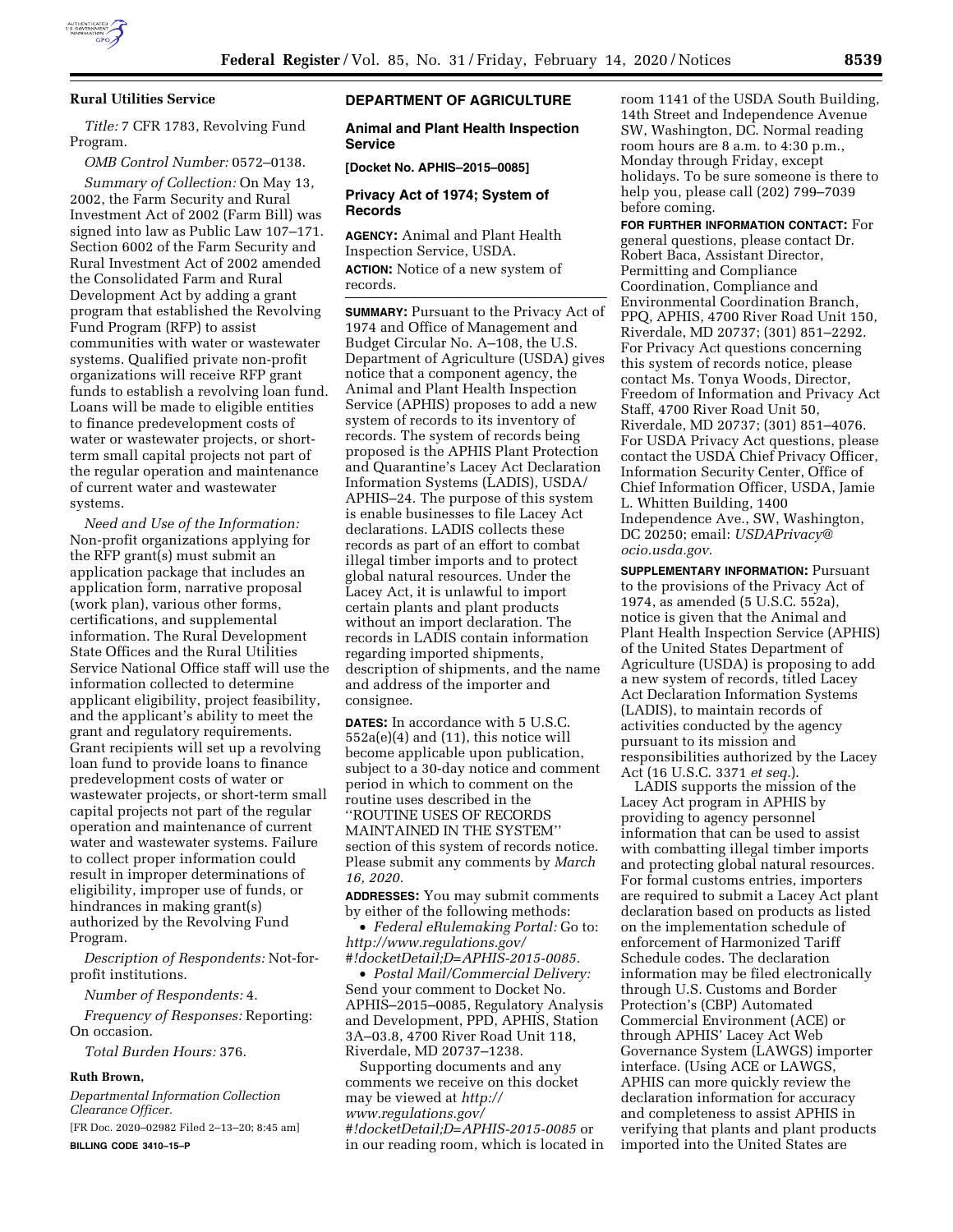**Rural Utilities Service**

*Title:* 7 CFR 1783, Revolving Fund Program.

*OMB Control Number:* 0572–0138.

*Summary of Collection:* On May 13, 2002, the Farm Security and Rural Investment Act of 2002 (Farm Bill) was signed into law as Public Law 107–171. Section 6002 of the Farm Security and Rural Investment Act of 2002 amended the Consolidated Farm and Rural Development Act by adding a grant program that established the Revolving Fund Program (RFP) to assist communities with water or wastewater systems. Qualified private non-profit organizations will receive RFP grant funds to establish a revolving loan fund. Loans will be made to eligible entities to finance predevelopment costs of water or wastewater projects, or short-term small capital projects not part of the regular operation and maintenance of current water and wastewater systems.

*Need and Use of the Information:* Non-profit organizations applying for the RFP grant(s) must submit an application package that includes an application form, narrative proposal (work plan), various other forms, certifications, and supplemental information. The Rural Development State Offices and the Rural Utilities Service National Office staff will use the information collected to determine applicant eligibility, project feasibility, and the applicant's ability to meet the grant and regulatory requirements. Grant recipients will set up a revolving loan fund to provide loans to finance predevelopment costs of water or wastewater projects, or short-term small capital projects not part of the regular operation and maintenance of current water and wastewater systems. Failure to collect proper information could result in improper determinations of eligibility, improper use of funds, or hindrances in making grant(s) authorized by the Revolving Fund Program.

*Description of Respondents:* Not-for-profit institutions.

*Number of Respondents:* 4.

*Frequency of Responses:* Reporting: On occasion.

*Total Burden Hours:* 376.

**Ruth Brown,**

*Departmental Information Collection Clearance Officer.*

[FR Doc. 2020–02982 Filed 2–13–20; 8:45 am]

**BILLING CODE 3410–15–P**

## DEPARTMENT OF AGRICULTURE

### Animal and Plant Health Inspection Service

**[Docket No. APHIS–2015–0085]**

### Privacy Act of 1974; System of Records

**AGENCY:** Animal and Plant Health Inspection Service, USDA.

**ACTION:** Notice of a new system of records.

**SUMMARY:** Pursuant to the Privacy Act of 1974 and Office of Management and Budget Circular No. A–108, the U.S. Department of Agriculture (USDA) gives notice that a component agency, the Animal and Plant Health Inspection Service (APHIS) proposes to add a new system of records to its inventory of records. The system of records being proposed is the APHIS Plant Protection and Quarantine's Lacey Act Declaration Information Systems (LADIS), USDA/APHIS–24. The purpose of this system is enable businesses to file Lacey Act declarations. LADIS collects these records as part of an effort to combat illegal timber imports and to protect global natural resources. Under the Lacey Act, it is unlawful to import certain plants and plant products without an import declaration. The records in LADIS contain information regarding imported shipments, description of shipments, and the name and address of the importer and consignee.

**DATES:** In accordance with 5 U.S.C. 552a(e)(4) and (11), this notice will become applicable upon publication, subject to a 30-day notice and comment period in which to comment on the routine uses described in the ''ROUTINE USES OF RECORDS MAINTAINED IN THE SYSTEM'' section of this system of records notice. Please submit any comments by *March 16, 2020.*

**ADDRESSES:** You may submit comments by either of the following methods:

- *Federal eRulemaking Portal:* Go to: *http://www.regulations.gov/#!docketDetail;D=APHIS-2015-0085.*
- *Postal Mail/Commercial Delivery:* Send your comment to Docket No. APHIS–2015–0085, Regulatory Analysis and Development, PPD, APHIS, Station 3A–03.8, 4700 River Road Unit 118, Riverdale, MD 20737–1238.

Supporting documents and any comments we receive on this docket may be viewed at *http://www.regulations.gov/#!docketDetail;D=APHIS-2015-0085* or in our reading room, which is located in room 1141 of the USDA South Building, 14th Street and Independence Avenue SW, Washington, DC. Normal reading room hours are 8 a.m. to 4:30 p.m., Monday through Friday, except holidays. To be sure someone is there to help you, please call (202) 799–7039 before coming.

**FOR FURTHER INFORMATION CONTACT:** For general questions, please contact Dr. Robert Baca, Assistant Director, Permitting and Compliance Coordination, Compliance and Environmental Coordination Branch, PPQ, APHIS, 4700 River Road Unit 150, Riverdale, MD 20737; (301) 851–2292. For Privacy Act questions concerning this system of records notice, please contact Ms. Tonya Woods, Director, Freedom of Information and Privacy Act Staff, 4700 River Road Unit 50, Riverdale, MD 20737; (301) 851–4076. For USDA Privacy Act questions, please contact the USDA Chief Privacy Officer, Information Security Center, Office of Chief Information Officer, USDA, Jamie L. Whitten Building, 1400 Independence Ave., SW, Washington, DC 20250; email: *USDAPrivacy@ocio.usda.gov.*

**SUPPLEMENTARY INFORMATION:** Pursuant to the provisions of the Privacy Act of 1974, as amended (5 U.S.C. 552a), notice is given that the Animal and Plant Health Inspection Service (APHIS) of the United States Department of Agriculture (USDA) is proposing to add a new system of records, titled Lacey Act Declaration Information Systems (LADIS), to maintain records of activities conducted by the agency pursuant to its mission and responsibilities authorized by the Lacey Act (16 U.S.C. 3371 *et seq.*).

LADIS supports the mission of the Lacey Act program in APHIS by providing to agency personnel information that can be used to assist with combatting illegal timber imports and protecting global natural resources. For formal customs entries, importers are required to submit a Lacey Act plant declaration based on products as listed on the implementation schedule of enforcement of Harmonized Tariff Schedule codes. The declaration information may be filed electronically through U.S. Customs and Border Protection's (CBP) Automated Commercial Environment (ACE) or through APHIS' Lacey Act Web Governance System (LAWGS) importer interface. (Using ACE or LAWGS, APHIS can more quickly review the declaration information for accuracy and completeness to assist APHIS in verifying that plants and plant products imported into the United States are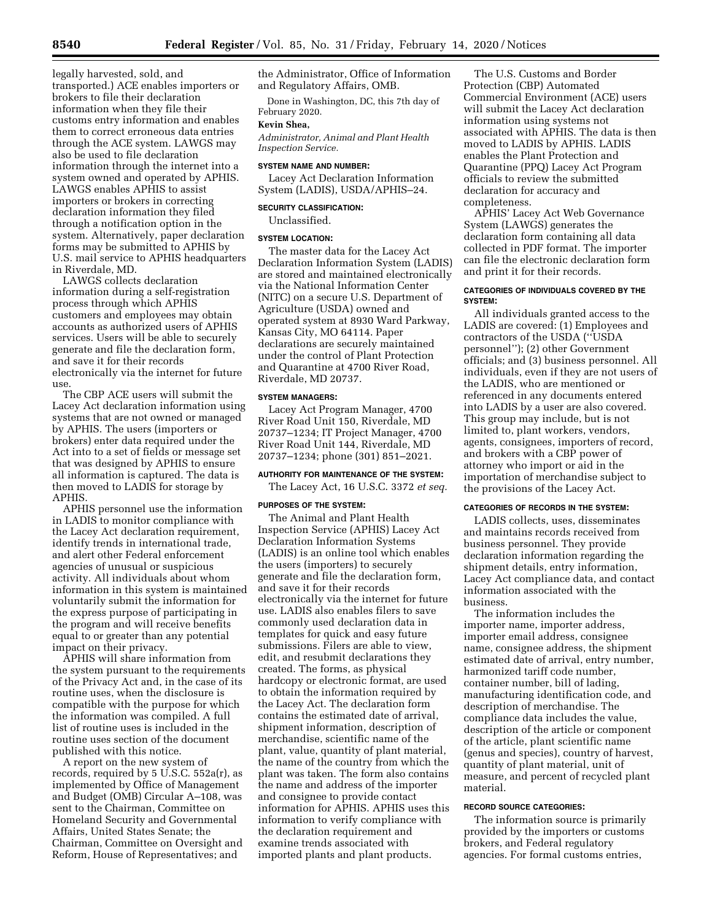legally harvested, sold, and transported.) ACE enables importers or brokers to file their declaration information when they file their customs entry information and enables them to correct erroneous data entries through the ACE system. LAWGS may also be used to file declaration information through the internet into a system owned and operated by APHIS. LAWGS enables APHIS to assist importers or brokers in correcting declaration information they filed through a notification option in the system. Alternatively, paper declaration forms may be submitted to APHIS by U.S. mail service to APHIS headquarters in Riverdale, MD.

LAWGS collects declaration information during a self-registration process through which APHIS customers and employees may obtain accounts as authorized users of APHIS services. Users will be able to securely generate and file the declaration form, and save it for their records electronically via the internet for future use.

The CBP ACE users will submit the Lacey Act declaration information using systems that are not owned or managed by APHIS. The users (importers or brokers) enter data required under the Act into to a set of fields or message set that was designed by APHIS to ensure all information is captured. The data is then moved to LADIS for storage by APHIS.

APHIS personnel use the information in LADIS to monitor compliance with the Lacey Act declaration requirement, identify trends in international trade, and alert other Federal enforcement agencies of unusual or suspicious activity. All individuals about whom information in this system is maintained voluntarily submit the information for the express purpose of participating in the program and will receive benefits equal to or greater than any potential impact on their privacy.

APHIS will share information from the system pursuant to the requirements of the Privacy Act and, in the case of its routine uses, when the disclosure is compatible with the purpose for which the information was compiled. A full list of routine uses is included in the routine uses section of the document published with this notice.

A report on the new system of records, required by 5 U.S.C. 552a(r), as implemented by Office of Management and Budget (OMB) Circular A–108, was sent to the Chairman, Committee on Homeland Security and Governmental Affairs, United States Senate; the Chairman, Committee on Oversight and Reform, House of Representatives; and the Administrator, Office of Information and Regulatory Affairs, OMB.

Done in Washington, DC, this 7th day of February 2020.

**Kevin Shea,**

*Administrator, Animal and Plant Health Inspection Service.*

#### SYSTEM NAME AND NUMBER:

Lacey Act Declaration Information System (LADIS), USDA/APHIS–24.

#### SECURITY CLASSIFICATION:

Unclassified.

#### SYSTEM LOCATION:

The master data for the Lacey Act Declaration Information System (LADIS) are stored and maintained electronically via the National Information Center (NITC) on a secure U.S. Department of Agriculture (USDA) owned and operated system at 8930 Ward Parkway, Kansas City, MO 64114. Paper declarations are securely maintained under the control of Plant Protection and Quarantine at 4700 River Road, Riverdale, MD 20737.

#### SYSTEM MANAGERS:

Lacey Act Program Manager, 4700 River Road Unit 150, Riverdale, MD 20737–1234; IT Project Manager, 4700 River Road Unit 144, Riverdale, MD 20737–1234; phone (301) 851–2021.

#### AUTHORITY FOR MAINTENANCE OF THE SYSTEM:

The Lacey Act, 16 U.S.C. 3372 *et seq.*

#### PURPOSES OF THE SYSTEM:

The Animal and Plant Health Inspection Service (APHIS) Lacey Act Declaration Information Systems (LADIS) is an online tool which enables the users (importers) to securely generate and file the declaration form, and save it for their records electronically via the internet for future use. LADIS also enables filers to save commonly used declaration data in templates for quick and easy future submissions. Filers are able to view, edit, and resubmit declarations they created. The forms, as physical hardcopy or electronic format, are used to obtain the information required by the Lacey Act. The declaration form contains the estimated date of arrival, shipment information, description of merchandise, scientific name of the plant, value, quantity of plant material, the name of the country from which the plant was taken. The form also contains the name and address of the importer and consignee to provide contact information for APHIS. APHIS uses this information to verify compliance with the declaration requirement and examine trends associated with imported plants and plant products.

The U.S. Customs and Border Protection (CBP) Automated Commercial Environment (ACE) users will submit the Lacey Act declaration information using systems not associated with APHIS. The data is then moved to LADIS by APHIS. LADIS enables the Plant Protection and Quarantine (PPQ) Lacey Act Program officials to review the submitted declaration for accuracy and completeness.

APHIS' Lacey Act Web Governance System (LAWGS) generates the declaration form containing all data collected in PDF format. The importer can file the electronic declaration form and print it for their records.

#### CATEGORIES OF INDIVIDUALS COVERED BY THE SYSTEM:

All individuals granted access to the LADIS are covered: (1) Employees and contractors of the USDA ("USDA personnel"); (2) other Government officials; and (3) business personnel. All individuals, even if they are not users of the LADIS, who are mentioned or referenced in any documents entered into LADIS by a user are also covered. This group may include, but is not limited to, plant workers, vendors, agents, consignees, importers of record, and brokers with a CBP power of attorney who import or aid in the importation of merchandise subject to the provisions of the Lacey Act.

#### CATEGORIES OF RECORDS IN THE SYSTEM:

LADIS collects, uses, disseminates and maintains records received from business personnel. They provide declaration information regarding the shipment details, entry information, Lacey Act compliance data, and contact information associated with the business.

The information includes the importer name, importer address, importer email address, consignee name, consignee address, the shipment estimated date of arrival, entry number, harmonized tariff code number, container number, bill of lading, manufacturing identification code, and description of merchandise. The compliance data includes the value, description of the article or component of the article, plant scientific name (genus and species), country of harvest, quantity of plant material, unit of measure, and percent of recycled plant material.

#### RECORD SOURCE CATEGORIES:

The information source is primarily provided by the importers or customs brokers, and Federal regulatory agencies. For formal customs entries,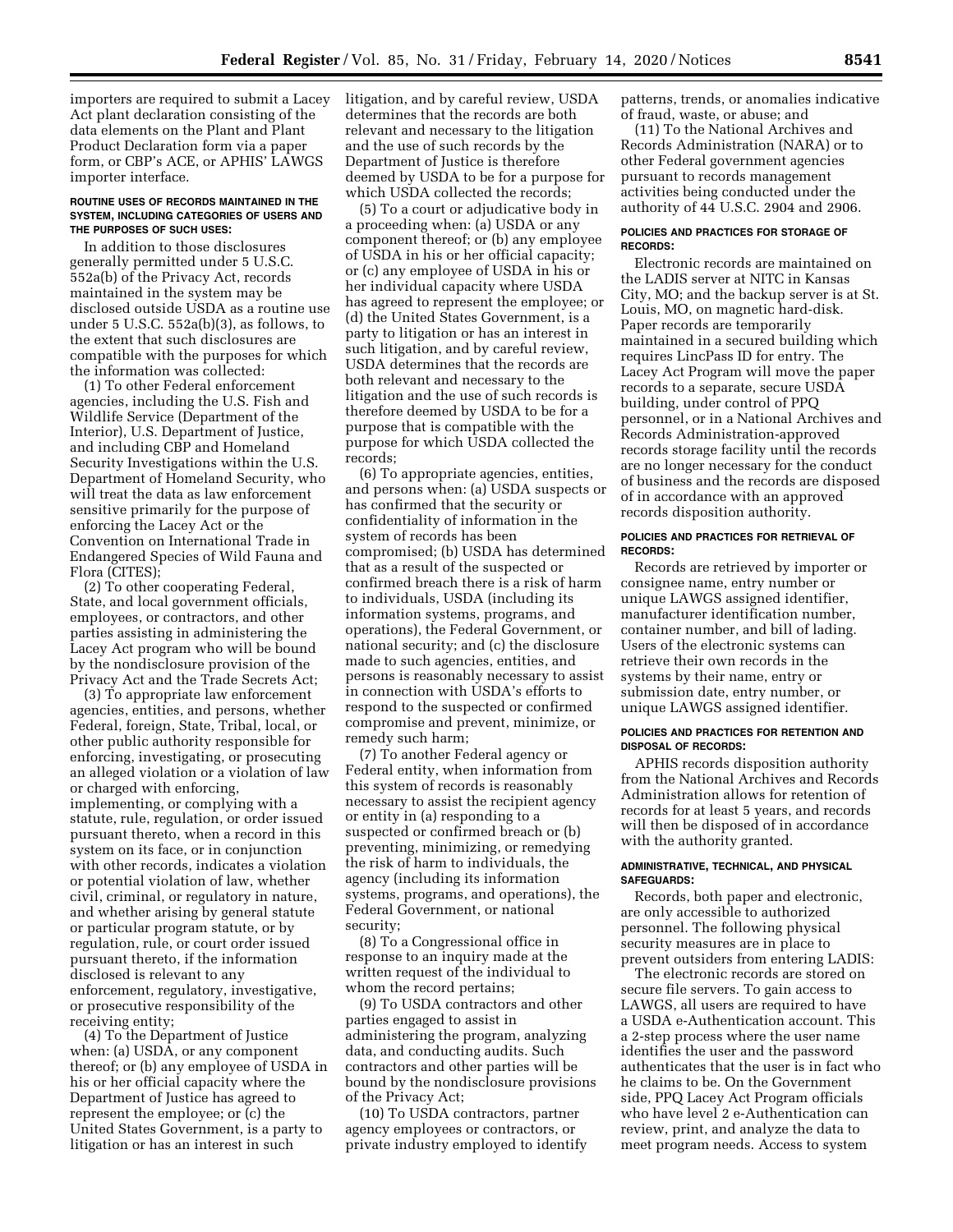importers are required to submit a Lacey Act plant declaration consisting of the data elements on the Plant and Plant Product Declaration form via a paper form, or CBP's ACE, or APHIS' LAWGS importer interface.

#### ROUTINE USES OF RECORDS MAINTAINED IN THE SYSTEM, INCLUDING CATEGORIES OF USERS AND THE PURPOSES OF SUCH USES:

In addition to those disclosures generally permitted under 5 U.S.C. 552a(b) of the Privacy Act, records maintained in the system may be disclosed outside USDA as a routine use under 5 U.S.C. 552a(b)(3), as follows, to the extent that such disclosures are compatible with the purposes for which the information was collected:

(1) To other Federal enforcement agencies, including the U.S. Fish and Wildlife Service (Department of the Interior), U.S. Department of Justice, and including CBP and Homeland Security Investigations within the U.S. Department of Homeland Security, who will treat the data as law enforcement sensitive primarily for the purpose of enforcing the Lacey Act or the Convention on International Trade in Endangered Species of Wild Fauna and Flora (CITES);

(2) To other cooperating Federal, State, and local government officials, employees, or contractors, and other parties assisting in administering the Lacey Act program who will be bound by the nondisclosure provision of the Privacy Act and the Trade Secrets Act;

(3) To appropriate law enforcement agencies, entities, and persons, whether Federal, foreign, State, Tribal, local, or other public authority responsible for enforcing, investigating, or prosecuting an alleged violation or a violation of law or charged with enforcing, implementing, or complying with a statute, rule, regulation, or order issued pursuant thereto, when a record in this system on its face, or in conjunction with other records, indicates a violation or potential violation of law, whether civil, criminal, or regulatory in nature, and whether arising by general statute or particular program statute, or by regulation, rule, or court order issued pursuant thereto, if the information disclosed is relevant to any enforcement, regulatory, investigative, or prosecutive responsibility of the receiving entity;

(4) To the Department of Justice when: (a) USDA, or any component thereof; or (b) any employee of USDA in his or her official capacity where the Department of Justice has agreed to represent the employee; or (c) the United States Government, is a party to litigation or has an interest in such litigation, and by careful review, USDA determines that the records are both relevant and necessary to the litigation and the use of such records by the Department of Justice is therefore deemed by USDA to be for a purpose for which USDA collected the records;

(5) To a court or adjudicative body in a proceeding when: (a) USDA or any component thereof; or (b) any employee of USDA in his or her official capacity; or (c) any employee of USDA in his or her individual capacity where USDA has agreed to represent the employee; or (d) the United States Government, is a party to litigation or has an interest in such litigation, and by careful review, USDA determines that the records are both relevant and necessary to the litigation and the use of such records is therefore deemed by USDA to be for a purpose that is compatible with the purpose for which USDA collected the records;

(6) To appropriate agencies, entities, and persons when: (a) USDA suspects or has confirmed that the security or confidentiality of information in the system of records has been compromised; (b) USDA has determined that as a result of the suspected or confirmed breach there is a risk of harm to individuals, USDA (including its information systems, programs, and operations), the Federal Government, or national security; and (c) the disclosure made to such agencies, entities, and persons is reasonably necessary to assist in connection with USDA's efforts to respond to the suspected or confirmed compromise and prevent, minimize, or remedy such harm;

(7) To another Federal agency or Federal entity, when information from this system of records is reasonably necessary to assist the recipient agency or entity in (a) responding to a suspected or confirmed breach or (b) preventing, minimizing, or remedying the risk of harm to individuals, the agency (including its information systems, programs, and operations), the Federal Government, or national security;

(8) To a Congressional office in response to an inquiry made at the written request of the individual to whom the record pertains;

(9) To USDA contractors and other parties engaged to assist in administering the program, analyzing data, and conducting audits. Such contractors and other parties will be bound by the nondisclosure provisions of the Privacy Act;

(10) To USDA contractors, partner agency employees or contractors, or private industry employed to identify patterns, trends, or anomalies indicative of fraud, waste, or abuse; and

(11) To the National Archives and Records Administration (NARA) or to other Federal government agencies pursuant to records management activities being conducted under the authority of 44 U.S.C. 2904 and 2906.

#### POLICIES AND PRACTICES FOR STORAGE OF RECORDS:

Electronic records are maintained on the LADIS server at NITC in Kansas City, MO; and the backup server is at St. Louis, MO, on magnetic hard-disk. Paper records are temporarily maintained in a secured building which requires LincPass ID for entry. The Lacey Act Program will move the paper records to a separate, secure USDA building, under control of PPQ personnel, or in a National Archives and Records Administration-approved records storage facility until the records are no longer necessary for the conduct of business and the records are disposed of in accordance with an approved records disposition authority.

#### POLICIES AND PRACTICES FOR RETRIEVAL OF RECORDS:

Records are retrieved by importer or consignee name, entry number or unique LAWGS assigned identifier, manufacturer identification number, container number, and bill of lading. Users of the electronic systems can retrieve their own records in the systems by their name, entry or submission date, entry number, or unique LAWGS assigned identifier.

#### POLICIES AND PRACTICES FOR RETENTION AND DISPOSAL OF RECORDS:

APHIS records disposition authority from the National Archives and Records Administration allows for retention of records for at least 5 years, and records will then be disposed of in accordance with the authority granted.

#### ADMINISTRATIVE, TECHNICAL, AND PHYSICAL SAFEGUARDS:

Records, both paper and electronic, are only accessible to authorized personnel. The following physical security measures are in place to prevent outsiders from entering LADIS:

The electronic records are stored on secure file servers. To gain access to LAWGS, all users are required to have a USDA e-Authentication account. This a 2-step process where the user name identifies the user and the password authenticates that the user is in fact who he claims to be. On the Government side, PPQ Lacey Act Program officials who have level 2 e-Authentication can review, print, and analyze the data to meet program needs. Access to system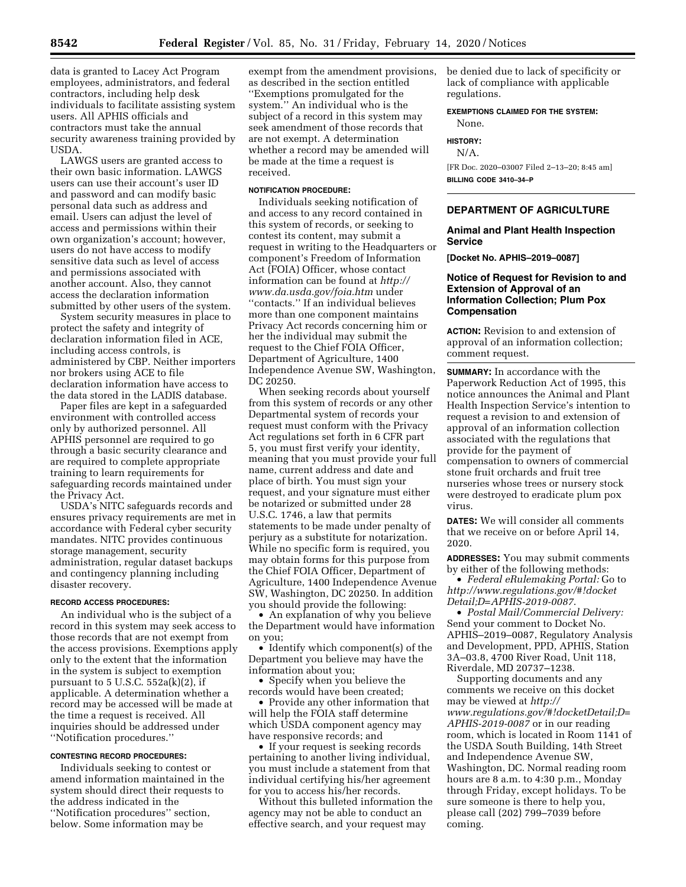data is granted to Lacey Act Program employees, administrators, and federal contractors, including help desk individuals to facilitate assisting system users. All APHIS officials and contractors must take the annual security awareness training provided by USDA.

LAWGS users are granted access to their own basic information. LAWGS users can use their account's user ID and password and can modify basic personal data such as address and email. Users can adjust the level of access and permissions within their own organization's account; however, users do not have access to modify sensitive data such as level of access and permissions associated with another account. Also, they cannot access the declaration information submitted by other users of the system.

System security measures in place to protect the safety and integrity of declaration information filed in ACE, including access controls, is administered by CBP. Neither importers nor brokers using ACE to file declaration information have access to the data stored in the LADIS database.

Paper files are kept in a safeguarded environment with controlled access only by authorized personnel. All APHIS personnel are required to go through a basic security clearance and are required to complete appropriate training to learn requirements for safeguarding records maintained under the Privacy Act.

USDA's NITC safeguards records and ensures privacy requirements are met in accordance with Federal cyber security mandates. NITC provides continuous storage management, security administration, regular dataset backups and contingency planning including disaster recovery.

#### RECORD ACCESS PROCEDURES:

An individual who is the subject of a record in this system may seek access to those records that are not exempt from the access provisions. Exemptions apply only to the extent that the information in the system is subject to exemption pursuant to 5 U.S.C. 552a(k)(2), if applicable. A determination whether a record may be accessed will be made at the time a request is received. All inquiries should be addressed under ''Notification procedures.''

#### CONTESTING RECORD PROCEDURES:

Individuals seeking to contest or amend information maintained in the system should direct their requests to the address indicated in the ''Notification procedures'' section, below. Some information may be exempt from the amendment provisions, as described in the section entitled ''Exemptions promulgated for the system.'' An individual who is the subject of a record in this system may seek amendment of those records that are not exempt. A determination whether a record may be amended will be made at the time a request is received.

#### NOTIFICATION PROCEDURE:

Individuals seeking notification of and access to any record contained in this system of records, or seeking to contest its content, may submit a request in writing to the Headquarters or component's Freedom of Information Act (FOIA) Officer, whose contact information can be found at *http://www.da.usda.gov/foia.htm* under ''contacts.'' If an individual believes more than one component maintains Privacy Act records concerning him or her the individual may submit the request to the Chief FOIA Officer, Department of Agriculture, 1400 Independence Avenue SW, Washington, DC 20250.

When seeking records about yourself from this system of records or any other Departmental system of records your request must conform with the Privacy Act regulations set forth in 6 CFR part 5, you must first verify your identity, meaning that you must provide your full name, current address and date and place of birth. You must sign your request, and your signature must either be notarized or submitted under 28 U.S.C. 1746, a law that permits statements to be made under penalty of perjury as a substitute for notarization. While no specific form is required, you may obtain forms for this purpose from the Chief FOIA Officer, Department of Agriculture, 1400 Independence Avenue SW, Washington, DC 20250. In addition you should provide the following:

- An explanation of why you believe the Department would have information on you;
- Identify which component(s) of the Department you believe may have the information about you;
- Specify when you believe the records would have been created;
- Provide any other information that will help the FOIA staff determine which USDA component agency may have responsive records; and
- If your request is seeking records pertaining to another living individual, you must include a statement from that individual certifying his/her agreement for you to access his/her records.

Without this bulleted information the agency may not be able to conduct an effective search, and your request may be denied due to lack of specificity or lack of compliance with applicable regulations.

#### EXEMPTIONS CLAIMED FOR THE SYSTEM:

None.

#### HISTORY:

N/A.

[FR Doc. 2020–03007 Filed 2–13–20; 8:45 am]

**BILLING CODE 3410–34–P**

---

## DEPARTMENT OF AGRICULTURE

### Animal and Plant Health Inspection Service

**[Docket No. APHIS–2019–0087]**

### Notice of Request for Revision to and Extension of Approval of an Information Collection; Plum Pox Compensation

**ACTION:** Revision to and extension of approval of an information collection; comment request.

**SUMMARY:** In accordance with the Paperwork Reduction Act of 1995, this notice announces the Animal and Plant Health Inspection Service's intention to request a revision to and extension of approval of an information collection associated with the regulations that provide for the payment of compensation to owners of commercial stone fruit orchards and fruit tree nurseries whose trees or nursery stock were destroyed to eradicate plum pox virus.

**DATES:** We will consider all comments that we receive on or before April 14, 2020.

**ADDRESSES:** You may submit comments by either of the following methods:

- *Federal eRulemaking Portal:* Go to *http://www.regulations.gov/#!docketDetail;D=APHIS-2019-0087.*
- *Postal Mail/Commercial Delivery:* Send your comment to Docket No. APHIS–2019–0087, Regulatory Analysis and Development, PPD, APHIS, Station 3A–03.8, 4700 River Road, Unit 118, Riverdale, MD 20737–1238.

Supporting documents and any comments we receive on this docket may be viewed at *http://www.regulations.gov/#!docketDetail;D=APHIS-2019-0087* or in our reading room, which is located in Room 1141 of the USDA South Building, 14th Street and Independence Avenue SW, Washington, DC. Normal reading room hours are 8 a.m. to 4:30 p.m., Monday through Friday, except holidays. To be sure someone is there to help you, please call (202) 799–7039 before coming.